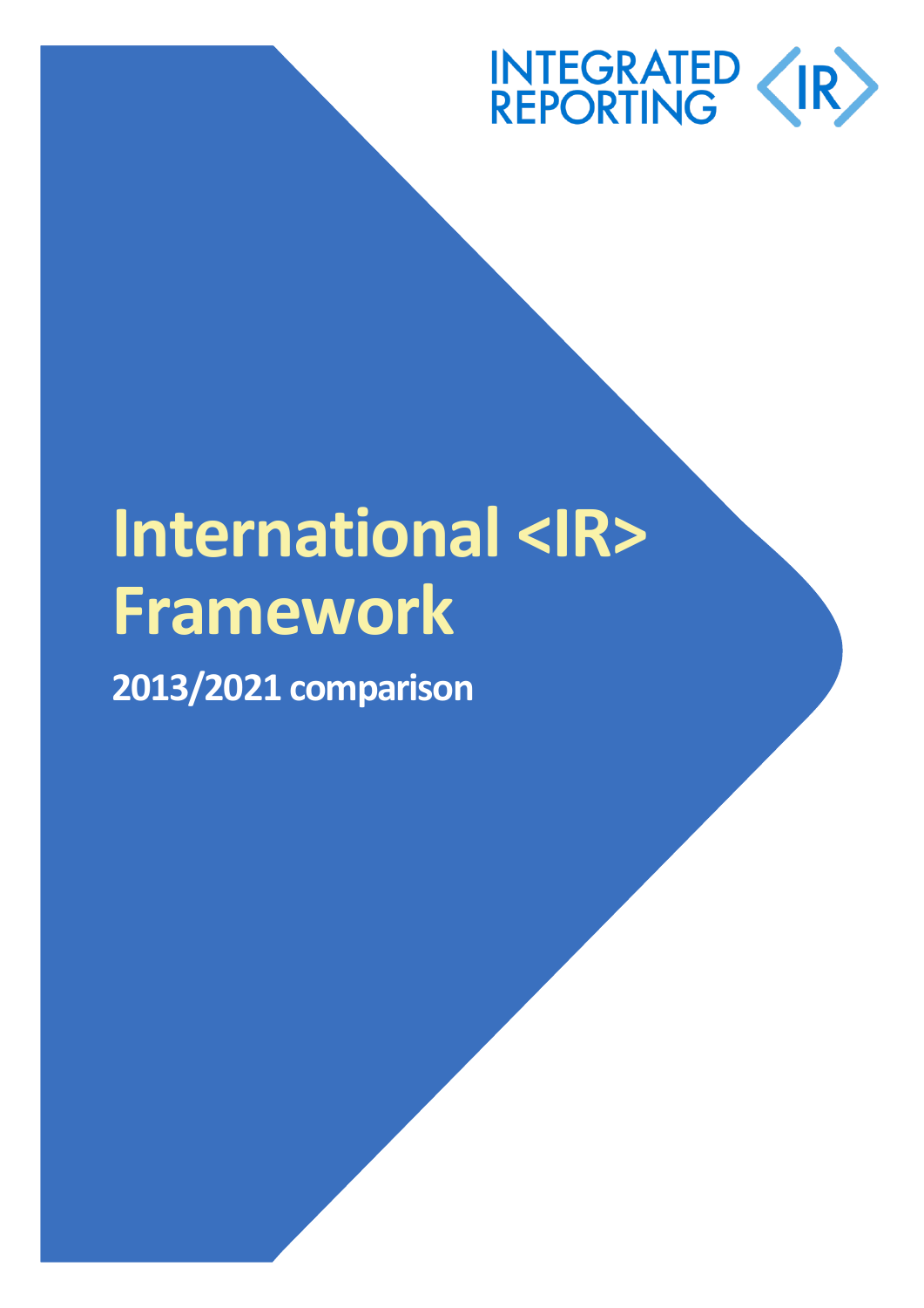INTEGRATED REPORTING <IR>

# International <IR> Framework

## 2013/2021 comparison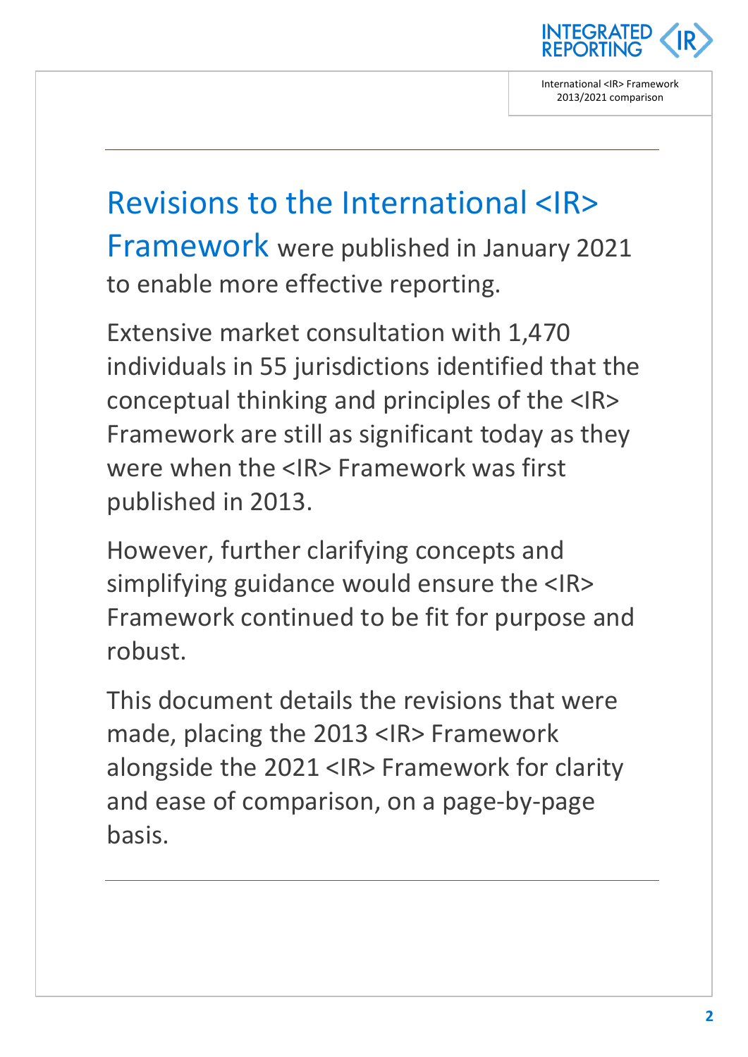**Revisions to the International <IR> Framework** were published in January 2021 to enable more effective reporting.

Extensive market consultation with 1,470 individuals in 55 jurisdictions identified that the conceptual thinking and principles of the <IR> Framework are still as significant today as they were when the <IR> Framework was first published in 2013.

However, further clarifying concepts and simplifying guidance would ensure the <IR> Framework continued to be fit for purpose and robust.

This document details the revisions that were made, placing the 2013 <IR> Framework alongside the 2021 <IR> Framework for clarity and ease of comparison, on a page-by-page basis.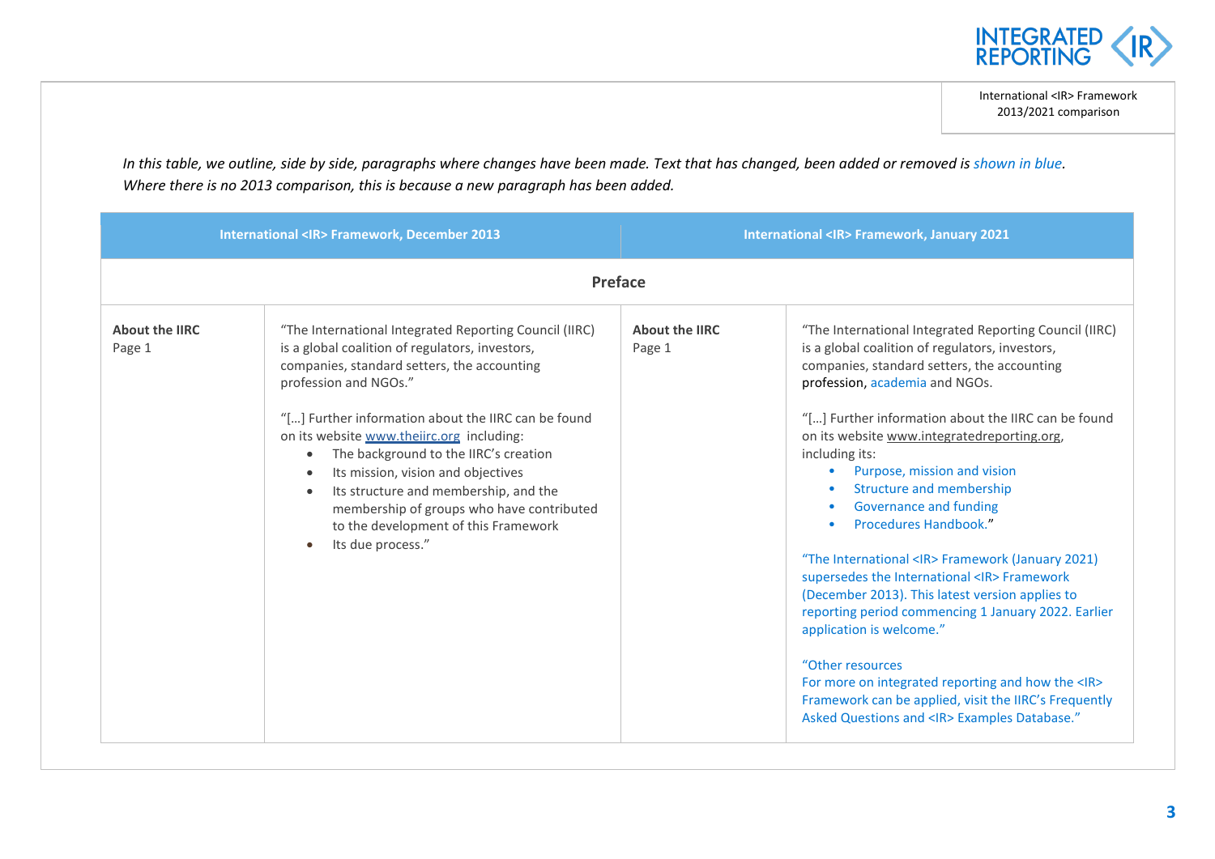*In this table, we outline, side by side, paragraphs where changes have been made. Text that has changed, been added or removed is shown in blue. Where there is no 2013 comparison, this is because a new paragraph has been added.*

| International <IR> Framework, December 2013 | | International <IR> Framework, January 2021 | |
|---|---|---|---|
| **Preface** | | | |
| **About the IIRC** Page 1 | "The International Integrated Reporting Council (IIRC) is a global coalition of regulators, investors, companies, standard setters, the accounting profession and NGOs."<br><br>"[…] Further information about the IIRC can be found on its website www.theiirc.org including:<br>• The background to the IIRC's creation<br>• Its mission, vision and objectives<br>• Its structure and membership, and the membership of groups who have contributed to the development of this Framework<br>• Its due process." | **About the IIRC** Page 1 | "The International Integrated Reporting Council (IIRC) is a global coalition of regulators, investors, companies, standard setters, the accounting profession, academia and NGOs.<br><br>"[…] Further information about the IIRC can be found on its website www.integratedreporting.org, including its:<br>• Purpose, mission and vision<br>• Structure and membership<br>• Governance and funding<br>• Procedures Handbook."<br><br>"The International <IR> Framework (January 2021) supersedes the International <IR> Framework (December 2013). This latest version applies to reporting period commencing 1 January 2022. Earlier application is welcome."<br><br>"Other resources<br>For more on integrated reporting and how the <IR> Framework can be applied, visit the IIRC's Frequently Asked Questions and <IR> Examples Database." |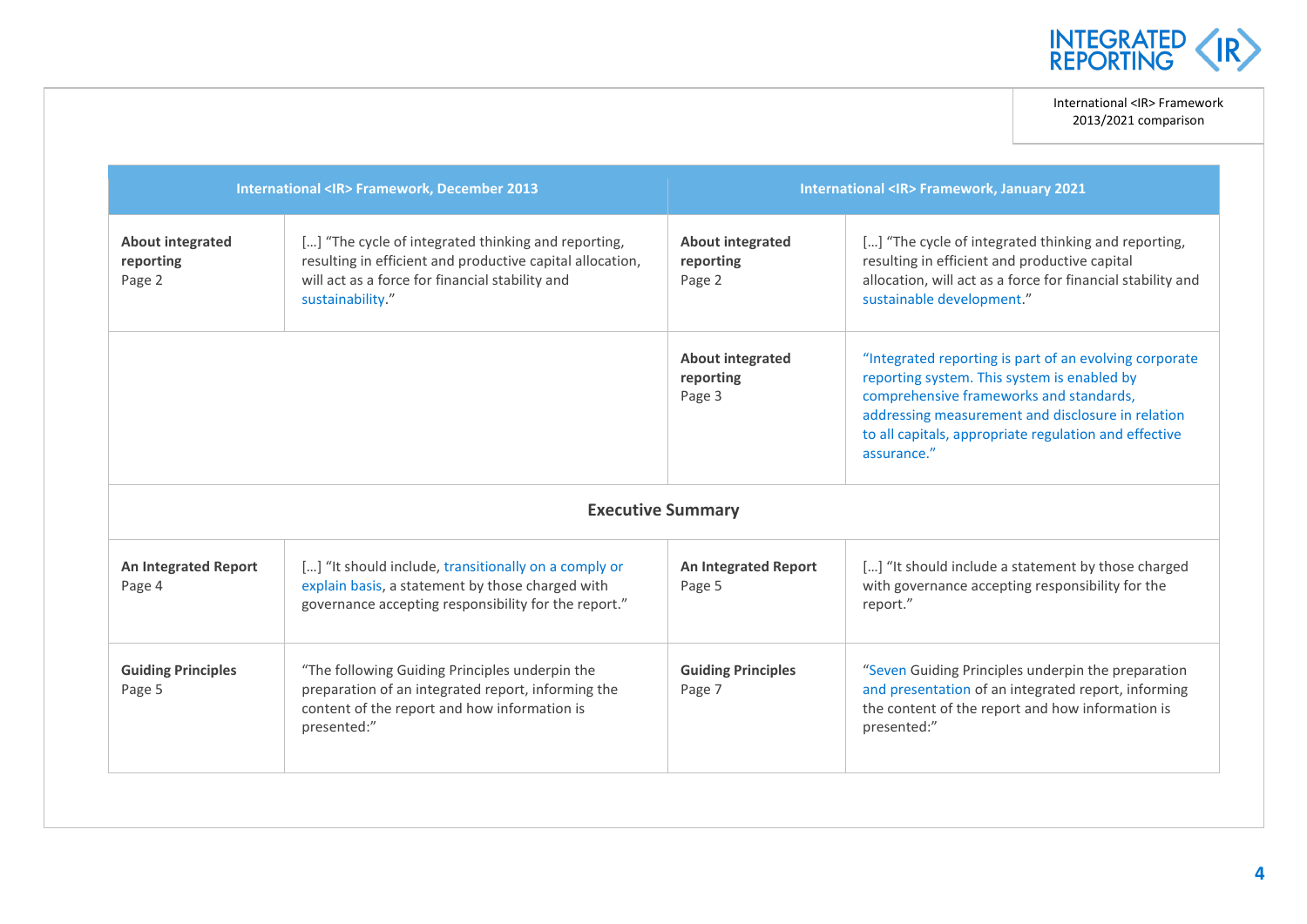| International <IR> Framework, December 2013 | | International <IR> Framework, January 2021 | |
|---|---|---|---|
| **About integrated reporting** Page 2 | […] "The cycle of integrated thinking and reporting, resulting in efficient and productive capital allocation, will act as a force for financial stability and sustainability." | **About integrated reporting** Page 2 | […] "The cycle of integrated thinking and reporting, resulting in efficient and productive capital allocation, will act as a force for financial stability and sustainable development." |
| | | **About integrated reporting** Page 3 | "Integrated reporting is part of an evolving corporate reporting system. This system is enabled by comprehensive frameworks and standards, addressing measurement and disclosure in relation to all capitals, appropriate regulation and effective assurance." |
| **Executive Summary** | | | |
| **An Integrated Report** Page 4 | […] "It should include, transitionally on a comply or explain basis, a statement by those charged with governance accepting responsibility for the report." | **An Integrated Report** Page 5 | […] "It should include a statement by those charged with governance accepting responsibility for the report." |
| **Guiding Principles** Page 5 | "The following Guiding Principles underpin the preparation of an integrated report, informing the content of the report and how information is presented:" | **Guiding Principles** Page 7 | "Seven Guiding Principles underpin the preparation and presentation of an integrated report, informing the content of the report and how information is presented:" |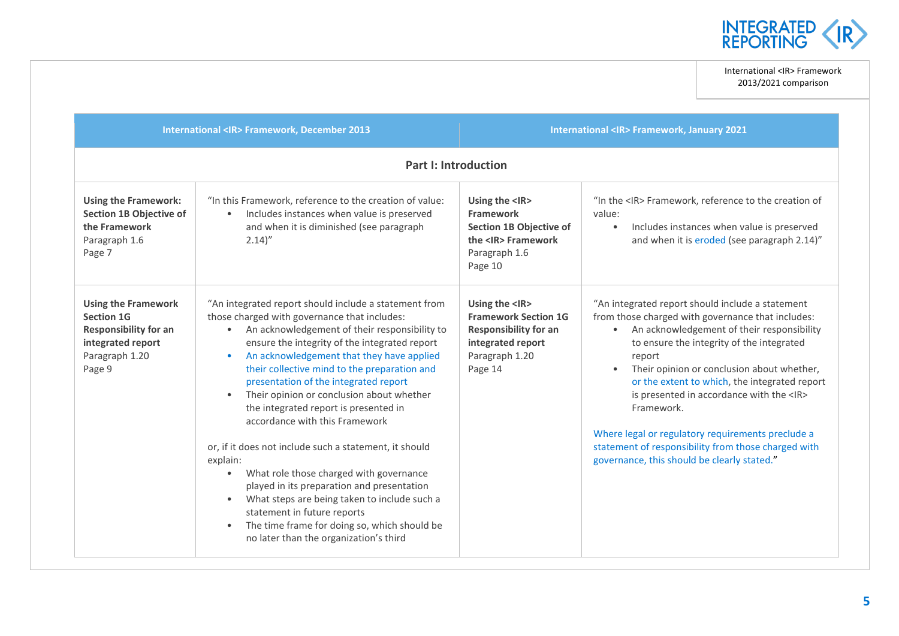| International <IR> Framework, December 2013 | | International <IR> Framework, January 2021 | |
|---|---|---|---|
| **Part I: Introduction** | | | |
| **Using the Framework: Section 1B Objective of the Framework** Paragraph 1.6 Page 7 | "In this Framework, reference to the creation of value: <br>• Includes instances when value is preserved and when it is diminished (see paragraph 2.14)" | **Using the <IR> Framework Section 1B Objective of the <IR> Framework** Paragraph 1.6 Page 10 | "In the <IR> Framework, reference to the creation of value: <br>• Includes instances when value is preserved and when it is eroded (see paragraph 2.14)" |
| **Using the Framework Section 1G Responsibility for an integrated report** Paragraph 1.20 Page 9 | "An integrated report should include a statement from those charged with governance that includes: <br>• An acknowledgement of their responsibility to ensure the integrity of the integrated report <br>• An acknowledgement that they have applied their collective mind to the preparation and presentation of the integrated report <br>• Their opinion or conclusion about whether the integrated report is presented in accordance with this Framework <br><br>or, if it does not include such a statement, it should explain: <br>• What role those charged with governance played in its preparation and presentation <br>• What steps are being taken to include such a statement in future reports <br>• The time frame for doing so, which should be no later than the organization's third | **Using the <IR> Framework Section 1G Responsibility for an integrated report** Paragraph 1.20 Page 14 | "An integrated report should include a statement from those charged with governance that includes: <br>• An acknowledgement of their responsibility to ensure the integrity of the integrated report <br>• Their opinion or conclusion about whether, or the extent to which, the integrated report is presented in accordance with the <IR> Framework. <br><br>Where legal or regulatory requirements preclude a statement of responsibility from those charged with governance, this should be clearly stated." |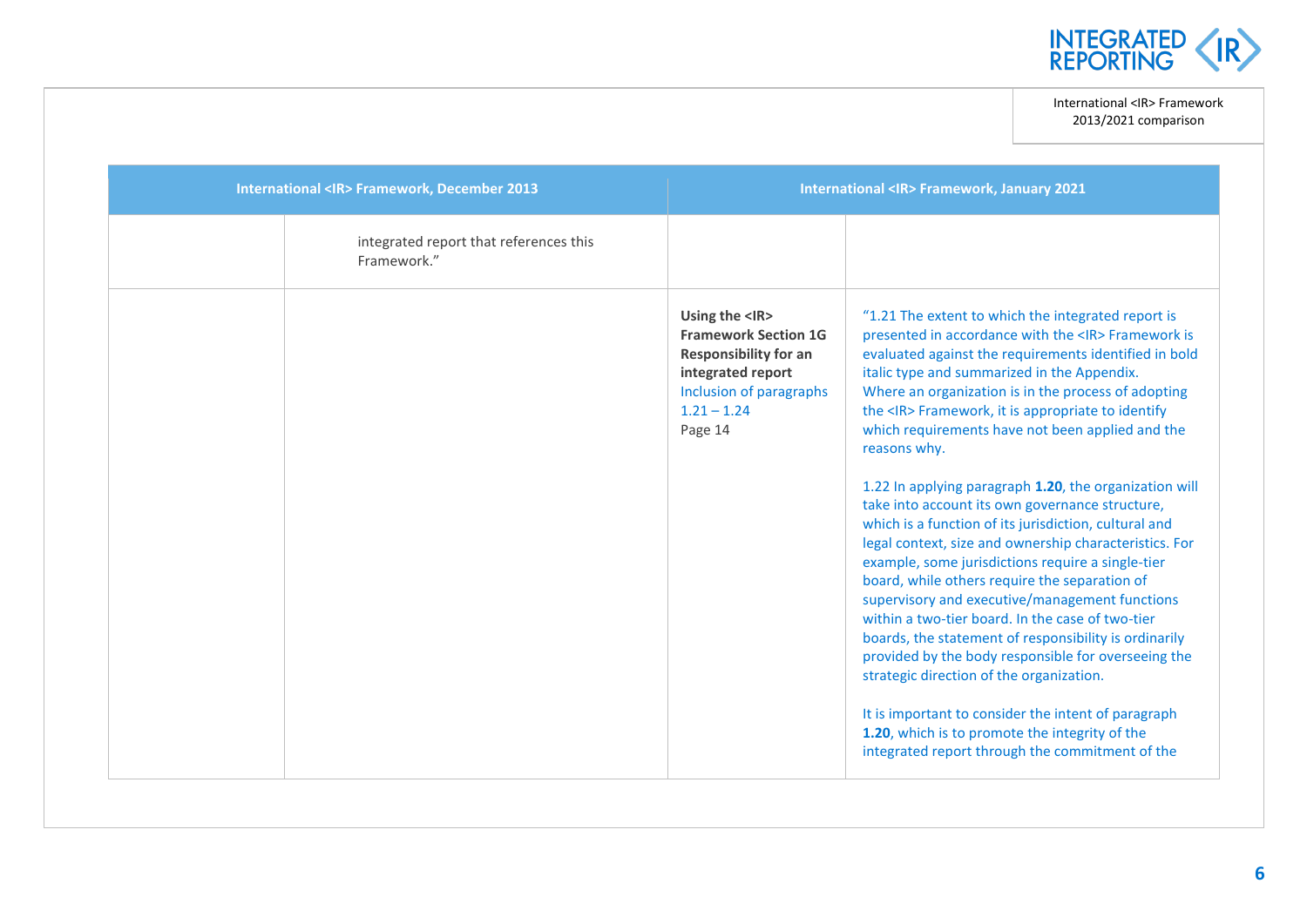| International <IR> Framework, December 2013 | | International <IR> Framework, January 2021 | |
|---|---|---|---|
| | integrated report that references this Framework.” | | |
| | | **Using the <IR> Framework Section 1G Responsibility for an integrated report** Inclusion of paragraphs 1.21 – 1.24 Page 14 | “1.21 The extent to which the integrated report is presented in accordance with the <IR> Framework is evaluated against the requirements identified in bold italic type and summarized in the Appendix. Where an organization is in the process of adopting the <IR> Framework, it is appropriate to identify which requirements have not been applied and the reasons why.<br><br>1.22 In applying paragraph **1.20**, the organization will take into account its own governance structure, which is a function of its jurisdiction, cultural and legal context, size and ownership characteristics. For example, some jurisdictions require a single-tier board, while others require the separation of supervisory and executive/management functions within a two-tier board. In the case of two-tier boards, the statement of responsibility is ordinarily provided by the body responsible for overseeing the strategic direction of the organization.<br><br>It is important to consider the intent of paragraph **1.20**, which is to promote the integrity of the integrated report through the commitment of the |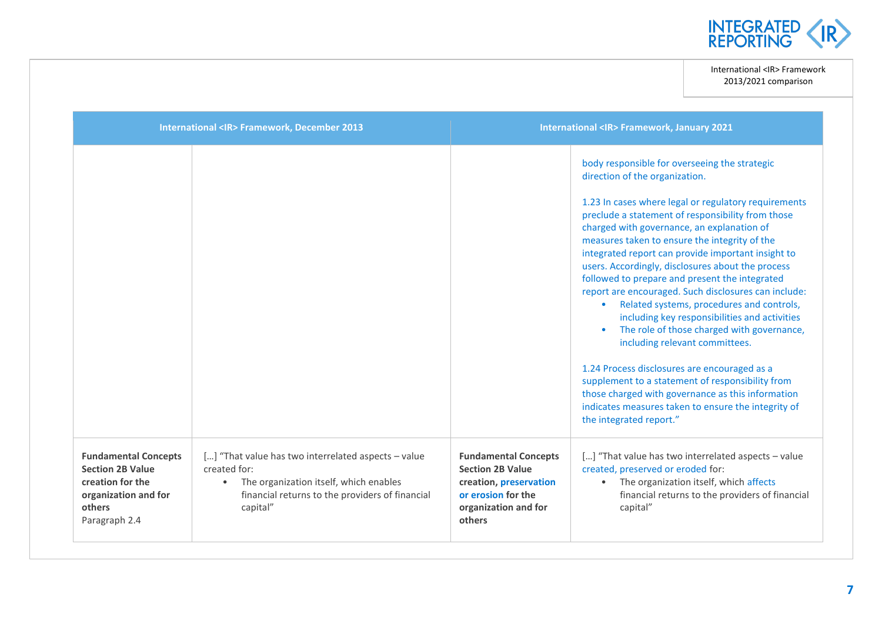| International <IR> Framework, December 2013 | | International <IR> Framework, January 2021 | |
|---|---|---|---|
| | | | body responsible for overseeing the strategic direction of the organization.<br><br>1.23 In cases where legal or regulatory requirements preclude a statement of responsibility from those charged with governance, an explanation of measures taken to ensure the integrity of the integrated report can provide important insight to users. Accordingly, disclosures about the process followed to prepare and present the integrated report are encouraged. Such disclosures can include:<br>• Related systems, procedures and controls, including key responsibilities and activities<br>• The role of those charged with governance, including relevant committees.<br><br>1.24 Process disclosures are encouraged as a supplement to a statement of responsibility from those charged with governance as this information indicates measures taken to ensure the integrity of the integrated report." |
| **Fundamental Concepts Section 2B Value creation for the organization and for others**<br>Paragraph 2.4 | […] "That value has two interrelated aspects – value created for:<br>• The organization itself, which enables financial returns to the providers of financial capital" | **Fundamental Concepts Section 2B Value creation, preservation or erosion for the organization and for others** | […] "That value has two interrelated aspects – value created, preserved or eroded for:<br>• The organization itself, which affects financial returns to the providers of financial capital" |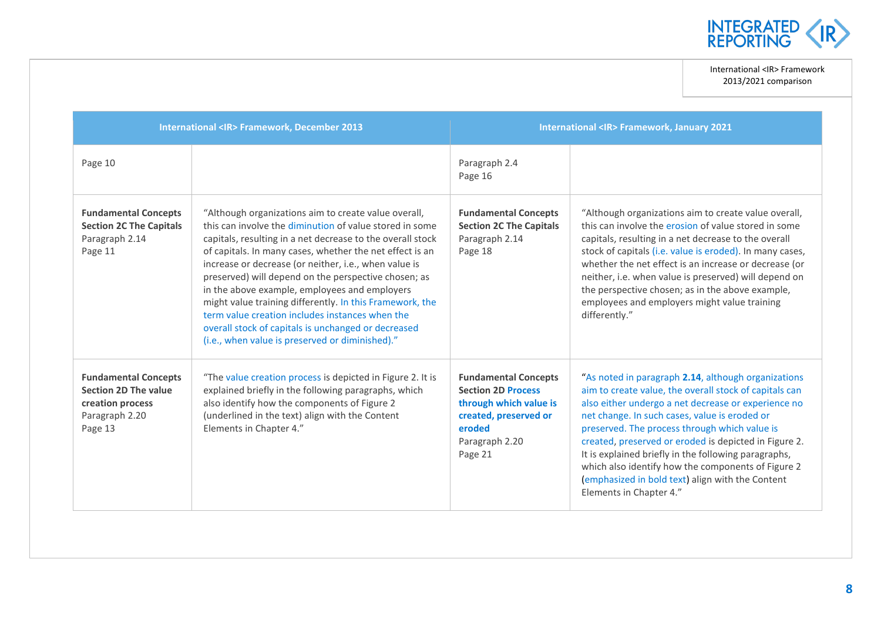| International <IR> Framework, December 2013 | | International <IR> Framework, January 2021 | |
|---|---|---|---|
| Page 10 | | Paragraph 2.4<br>Page 16 | |
| **Fundamental Concepts Section 2C The Capitals**<br>Paragraph 2.14<br>Page 11 | "Although organizations aim to create value overall, this can involve the diminution of value stored in some capitals, resulting in a net decrease to the overall stock of capitals. In many cases, whether the net effect is an increase or decrease (or neither, i.e., when value is preserved) will depend on the perspective chosen; as in the above example, employees and employers might value training differently. In this Framework, the term value creation includes instances when the overall stock of capitals is unchanged or decreased (i.e., when value is preserved or diminished)." | **Fundamental Concepts Section 2C The Capitals**<br>Paragraph 2.14<br>Page 18 | "Although organizations aim to create value overall, this can involve the erosion of value stored in some capitals, resulting in a net decrease to the overall stock of capitals (i.e. value is eroded). In many cases, whether the net effect is an increase or decrease (or neither, i.e. when value is preserved) will depend on the perspective chosen; as in the above example, employees and employers might value training differently." |
| **Fundamental Concepts Section 2D The value creation process**<br>Paragraph 2.20<br>Page 13 | "The value creation process is depicted in Figure 2. It is explained briefly in the following paragraphs, which also identify how the components of Figure 2 (underlined in the text) align with the Content Elements in Chapter 4." | **Fundamental Concepts Section 2D Process through which value is created, preserved or eroded**<br>Paragraph 2.20<br>Page 21 | "As noted in paragraph **2.14**, although organizations aim to create value, the overall stock of capitals can also either undergo a net decrease or experience no net change. In such cases, value is eroded or preserved. The process through which value is created, preserved or eroded is depicted in Figure 2. It is explained briefly in the following paragraphs, which also identify how the components of Figure 2 (emphasized in bold text) align with the Content Elements in Chapter 4." |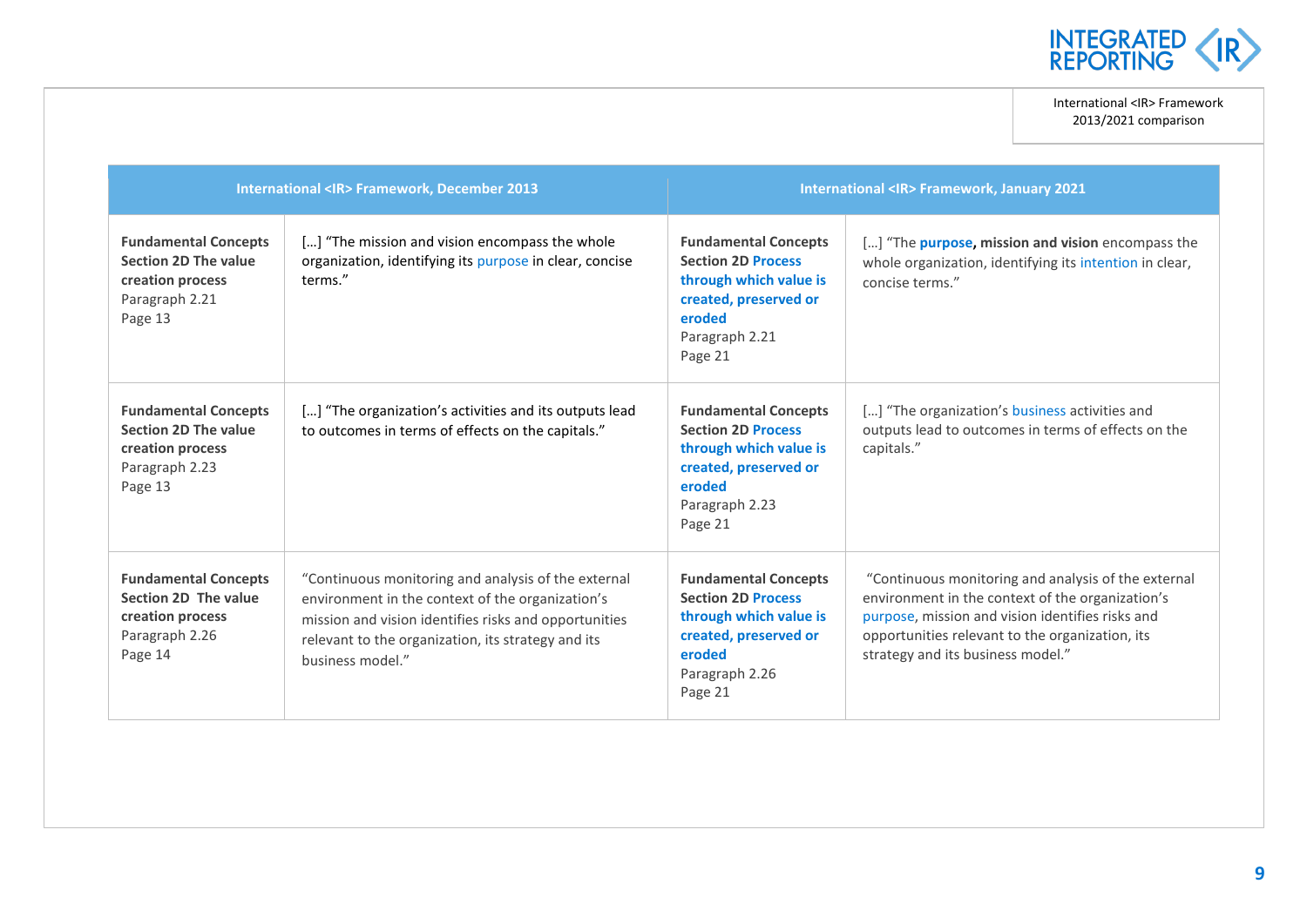| International <IR> Framework, December 2013 | | International <IR> Framework, January 2021 | |
|---|---|---|---|
| **Fundamental Concepts Section 2D The value creation process** Paragraph 2.21 Page 13 | […] "The mission and vision encompass the whole organization, identifying its purpose in clear, concise terms." | **Fundamental Concepts Section 2D Process through which value is created, preserved or eroded** Paragraph 2.21 Page 21 | […] "The **purpose, mission and vision** encompass the whole organization, identifying its intention in clear, concise terms." |
| **Fundamental Concepts Section 2D The value creation process** Paragraph 2.23 Page 13 | […] "The organization's activities and its outputs lead to outcomes in terms of effects on the capitals." | **Fundamental Concepts Section 2D Process through which value is created, preserved or eroded** Paragraph 2.23 Page 21 | […] "The organization's business activities and outputs lead to outcomes in terms of effects on the capitals." |
| **Fundamental Concepts Section 2D The value creation process** Paragraph 2.26 Page 14 | "Continuous monitoring and analysis of the external environment in the context of the organization's mission and vision identifies risks and opportunities relevant to the organization, its strategy and its business model." | **Fundamental Concepts Section 2D Process through which value is created, preserved or eroded** Paragraph 2.26 Page 21 | "Continuous monitoring and analysis of the external environment in the context of the organization's purpose, mission and vision identifies risks and opportunities relevant to the organization, its strategy and its business model." |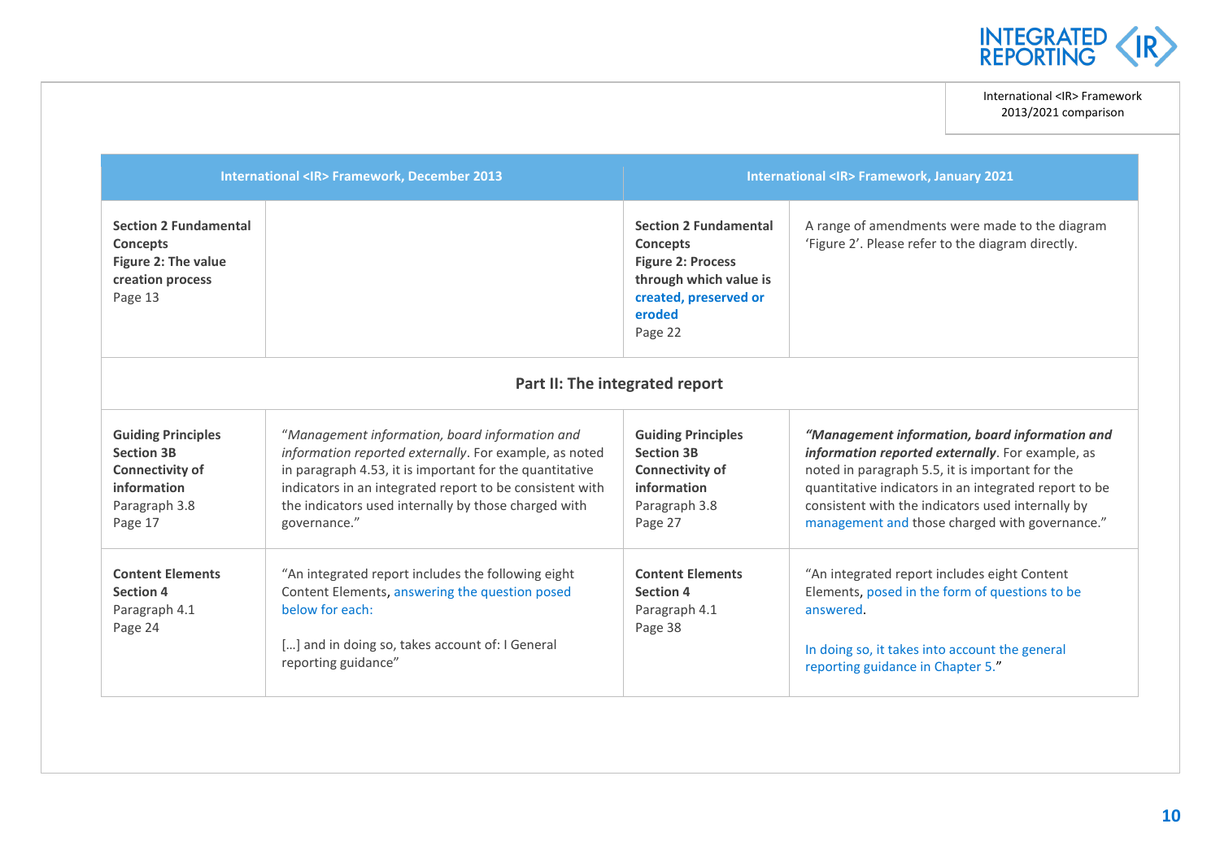| International <IR> Framework, December 2013 | | International <IR> Framework, January 2021 | |
|---|---|---|---|
| **Section 2 Fundamental Concepts**<br>**Figure 2: The value creation process**<br>Page 13 | | **Section 2 Fundamental Concepts**<br>**Figure 2: Process through which value is created, preserved or eroded**<br>Page 22 | A range of amendments were made to the diagram 'Figure 2'. Please refer to the diagram directly. |
| **Part II: The integrated report** | | | |
| **Guiding Principles Section 3B Connectivity of information**<br>Paragraph 3.8<br>Page 17 | "*Management information, board information and information reported externally*. For example, as noted in paragraph 4.53, it is important for the quantitative indicators in an integrated report to be consistent with the indicators used internally by those charged with governance." | **Guiding Principles Section 3B Connectivity of information**<br>Paragraph 3.8<br>Page 27 | ***"Management information, board information and information reported externally***. For example, as noted in paragraph 5.5, it is important for the quantitative indicators in an integrated report to be consistent with the indicators used internally by management and those charged with governance." |
| **Content Elements Section 4**<br>Paragraph 4.1<br>Page 24 | "An integrated report includes the following eight Content Elements, answering the question posed below for each:<br><br>[…] and in doing so, takes account of: l General reporting guidance" | **Content Elements Section 4**<br>Paragraph 4.1<br>Page 38 | "An integrated report includes eight Content Elements, posed in the form of questions to be answered.<br><br>In doing so, it takes into account the general reporting guidance in Chapter 5." |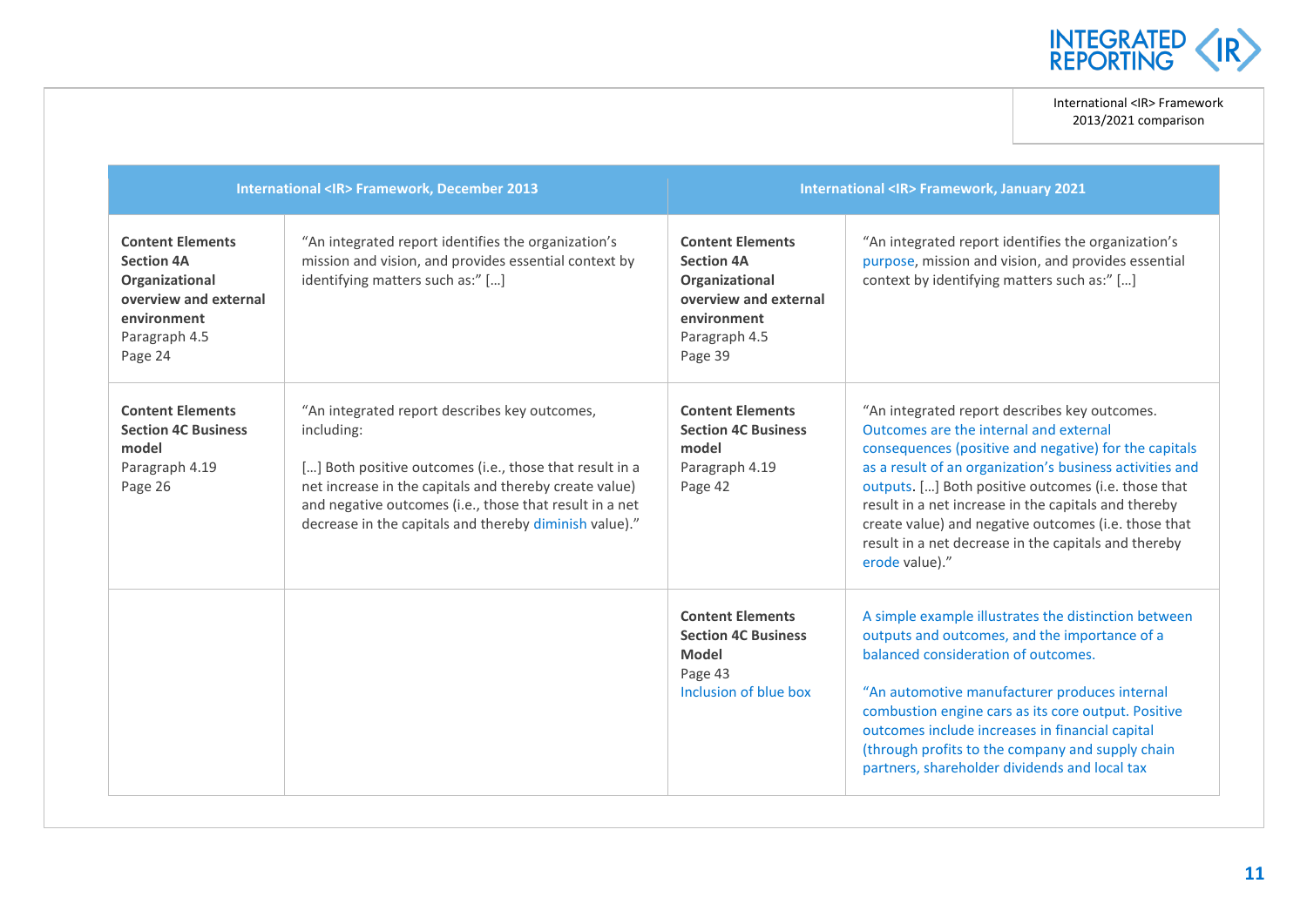| International <IR> Framework, December 2013 | | International <IR> Framework, January 2021 | |
|---|---|---|---|
| **Content Elements Section 4A Organizational overview and external environment** Paragraph 4.5 Page 24 | "An integrated report identifies the organization's mission and vision, and provides essential context by identifying matters such as:" […] | **Content Elements Section 4A Organizational overview and external environment** Paragraph 4.5 Page 39 | "An integrated report identifies the organization's purpose, mission and vision, and provides essential context by identifying matters such as:" […] |
| **Content Elements Section 4C Business model** Paragraph 4.19 Page 26 | "An integrated report describes key outcomes, including: […] Both positive outcomes (i.e., those that result in a net increase in the capitals and thereby create value) and negative outcomes (i.e., those that result in a net decrease in the capitals and thereby diminish value)." | **Content Elements Section 4C Business model** Paragraph 4.19 Page 42 | "An integrated report describes key outcomes. Outcomes are the internal and external consequences (positive and negative) for the capitals as a result of an organization's business activities and outputs. […] Both positive outcomes (i.e. those that result in a net increase in the capitals and thereby create value) and negative outcomes (i.e. those that result in a net decrease in the capitals and thereby erode value)." |
| | | **Content Elements Section 4C Business Model** Page 43 Inclusion of blue box | A simple example illustrates the distinction between outputs and outcomes, and the importance of a balanced consideration of outcomes. "An automotive manufacturer produces internal combustion engine cars as its core output. Positive outcomes include increases in financial capital (through profits to the company and supply chain partners, shareholder dividends and local tax |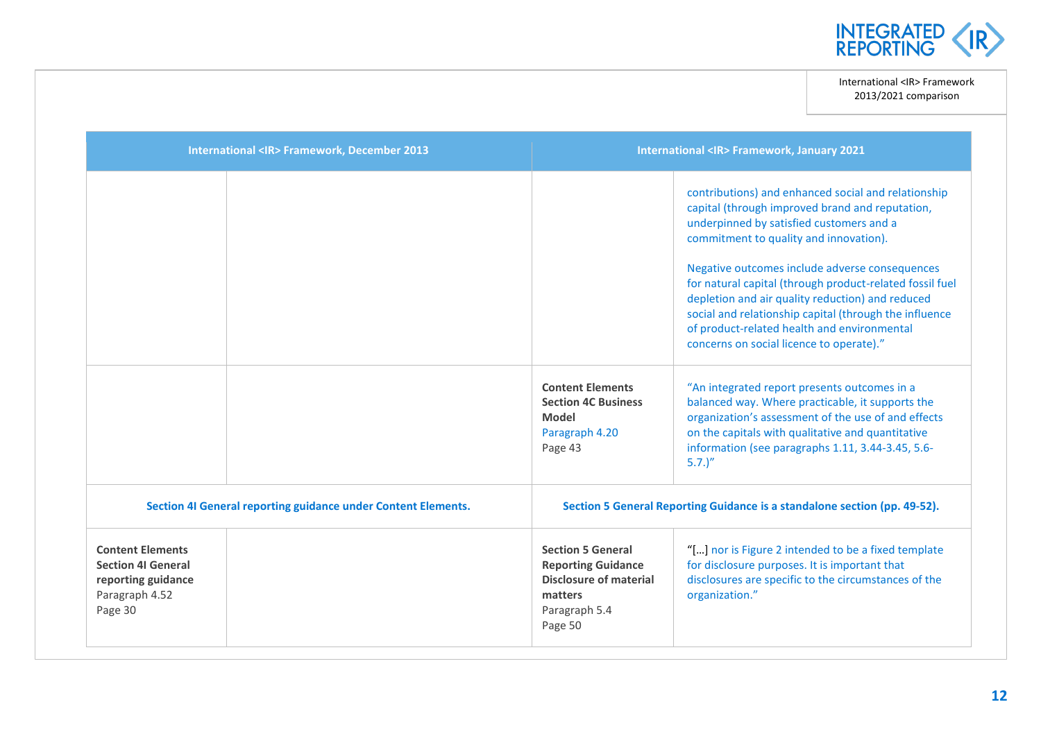| International <IR> Framework, December 2013 | | International <IR> Framework, January 2021 | |
|---|---|---|---|
| | | | contributions) and enhanced social and relationship capital (through improved brand and reputation, underpinned by satisfied customers and a commitment to quality and innovation).<br><br>Negative outcomes include adverse consequences for natural capital (through product-related fossil fuel depletion and air quality reduction) and reduced social and relationship capital (through the influence of product-related health and environmental concerns on social licence to operate)." |
| | | **Content Elements Section 4C Business Model**<br>Paragraph 4.20<br>Page 43 | "An integrated report presents outcomes in a balanced way. Where practicable, it supports the organization's assessment of the use of and effects on the capitals with qualitative and quantitative information (see paragraphs 1.11, 3.44-3.45, 5.6-5.7.)" |
| **Section 4I General reporting guidance under Content Elements.** | | **Section 5 General Reporting Guidance is a standalone section (pp. 49-52).** | |
| **Content Elements Section 4I General reporting guidance**<br>Paragraph 4.52<br>Page 30 | | **Section 5 General Reporting Guidance Disclosure of material matters**<br>Paragraph 5.4<br>Page 50 | "[…] nor is Figure 2 intended to be a fixed template for disclosure purposes. It is important that disclosures are specific to the circumstances of the organization." |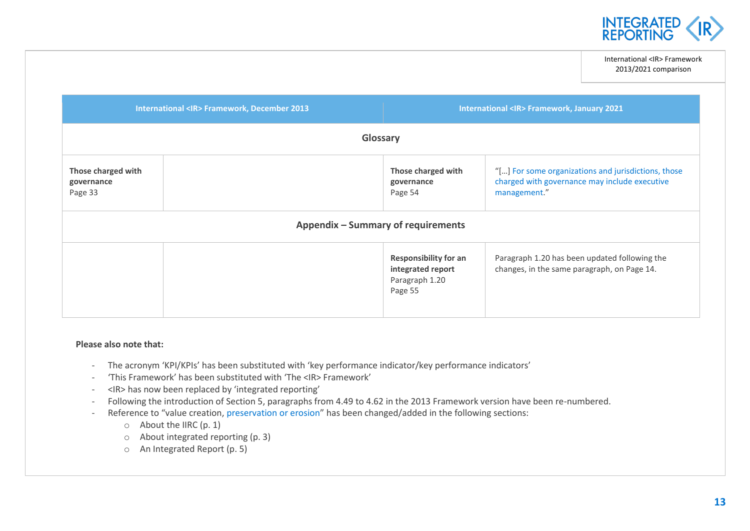| International <IR> Framework, December 2013 | | International <IR> Framework, January 2021 | |
|---|---|---|---|
| **Glossary** | | | |
| **Those charged with governance** Page 33 | | **Those charged with governance** Page 54 | "[…] For some organizations and jurisdictions, those charged with governance may include executive management." |
| **Appendix – Summary of requirements** | | | |
| | | **Responsibility for an integrated report** Paragraph 1.20 Page 55 | Paragraph 1.20 has been updated following the changes, in the same paragraph, on Page 14. |

**Please also note that:**

- The acronym 'KPI/KPIs' has been substituted with 'key performance indicator/key performance indicators'
- 'This Framework' has been substituted with 'The <IR> Framework'
- <IR> has now been replaced by 'integrated reporting'
- Following the introduction of Section 5, paragraphs from 4.49 to 4.62 in the 2013 Framework version have been re-numbered.
- Reference to "value creation, preservation or erosion" has been changed/added in the following sections:
  - About the IIRC (p. 1)
  - About integrated reporting (p. 3)
  - An Integrated Report (p. 5)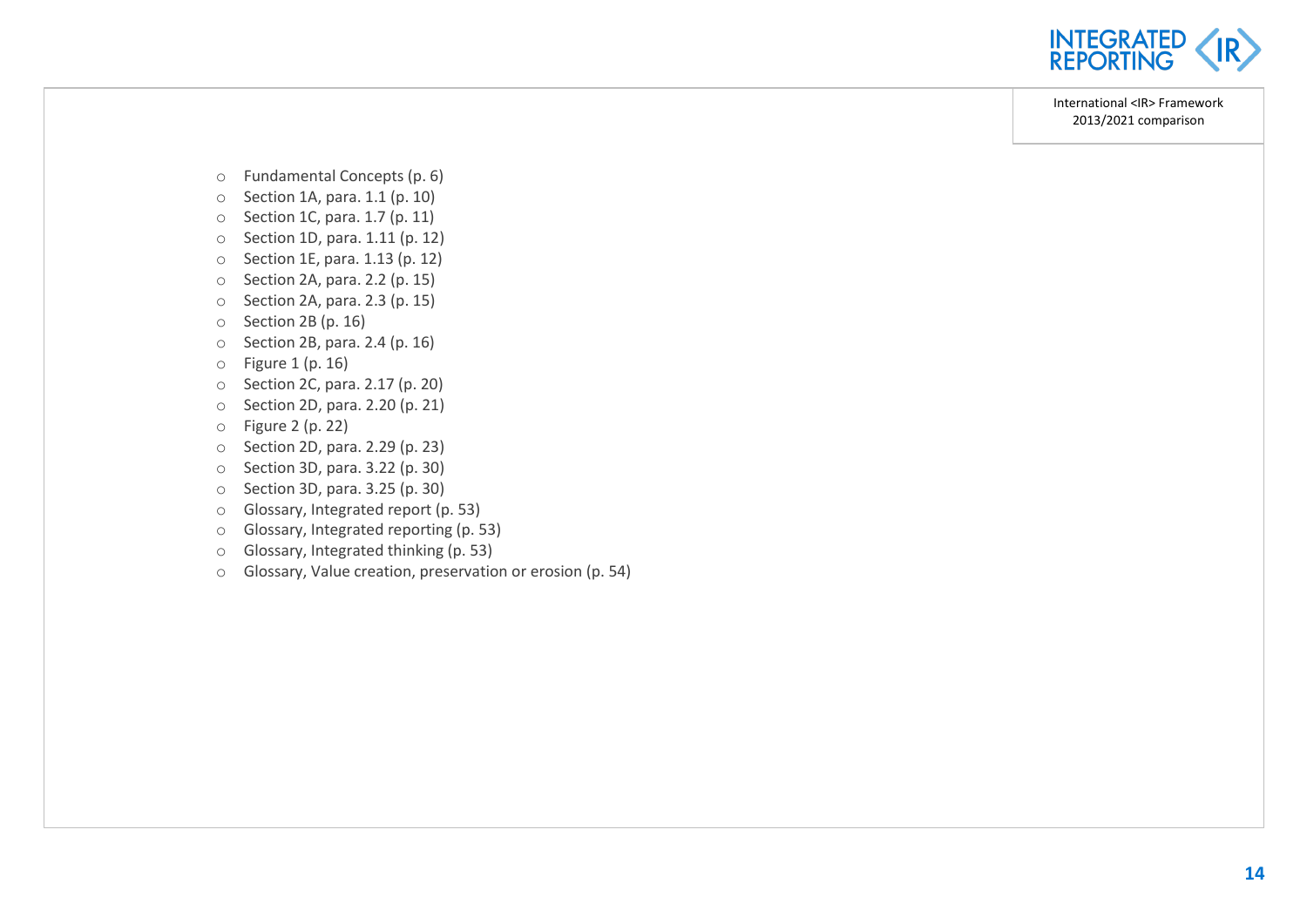- Fundamental Concepts (p. 6)
- Section 1A, para. 1.1 (p. 10)
- Section 1C, para. 1.7 (p. 11)
- Section 1D, para. 1.11 (p. 12)
- Section 1E, para. 1.13 (p. 12)
- Section 2A, para. 2.2 (p. 15)
- Section 2A, para. 2.3 (p. 15)
- Section 2B (p. 16)
- Section 2B, para. 2.4 (p. 16)
- Figure 1 (p. 16)
- Section 2C, para. 2.17 (p. 20)
- Section 2D, para. 2.20 (p. 21)
- Figure 2 (p. 22)
- Section 2D, para. 2.29 (p. 23)
- Section 3D, para. 3.22 (p. 30)
- Section 3D, para. 3.25 (p. 30)
- Glossary, Integrated report (p. 53)
- Glossary, Integrated reporting (p. 53)
- Glossary, Integrated thinking (p. 53)
- Glossary, Value creation, preservation or erosion (p. 54)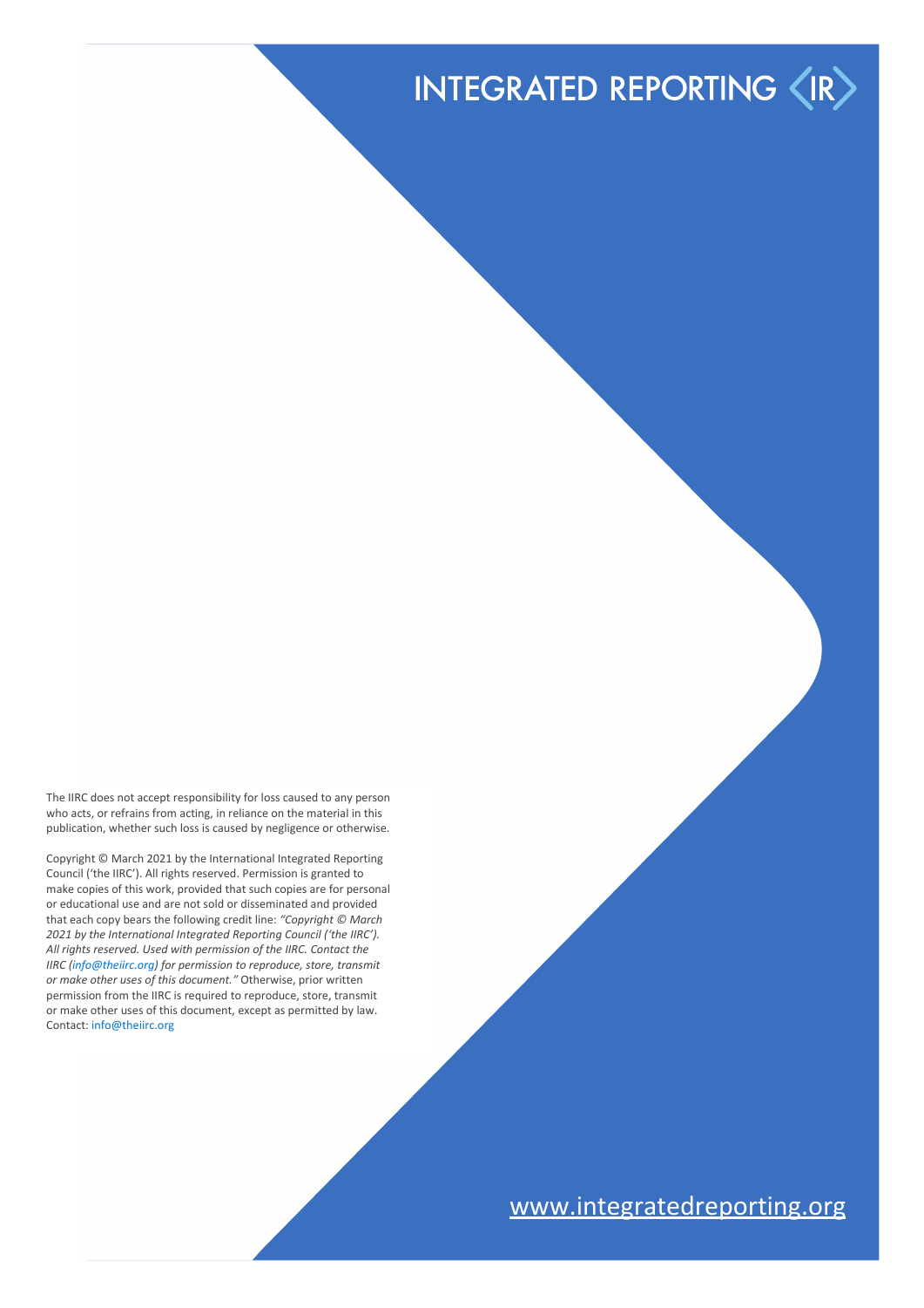INTEGRATED REPORTING

The IIRC does not accept responsibility for loss caused to any person who acts, or refrains from acting, in reliance on the material in this publication, whether such loss is caused by negligence or otherwise.

Copyright © March 2021 by the International Integrated Reporting Council ('the IIRC'). All rights reserved. Permission is granted to make copies of this work, provided that such copies are for personal or educational use and are not sold or disseminated and provided that each copy bears the following credit line: *"Copyright © March 2021 by the International Integrated Reporting Council ('the IIRC'). All rights reserved. Used with permission of the IIRC. Contact the IIRC (info@theiirc.org) for permission to reproduce, store, transmit or make other uses of this document."* Otherwise, prior written permission from the IIRC is required to reproduce, store, transmit or make other uses of this document, except as permitted by law. Contact: info@theiirc.org

www.integratedreporting.org